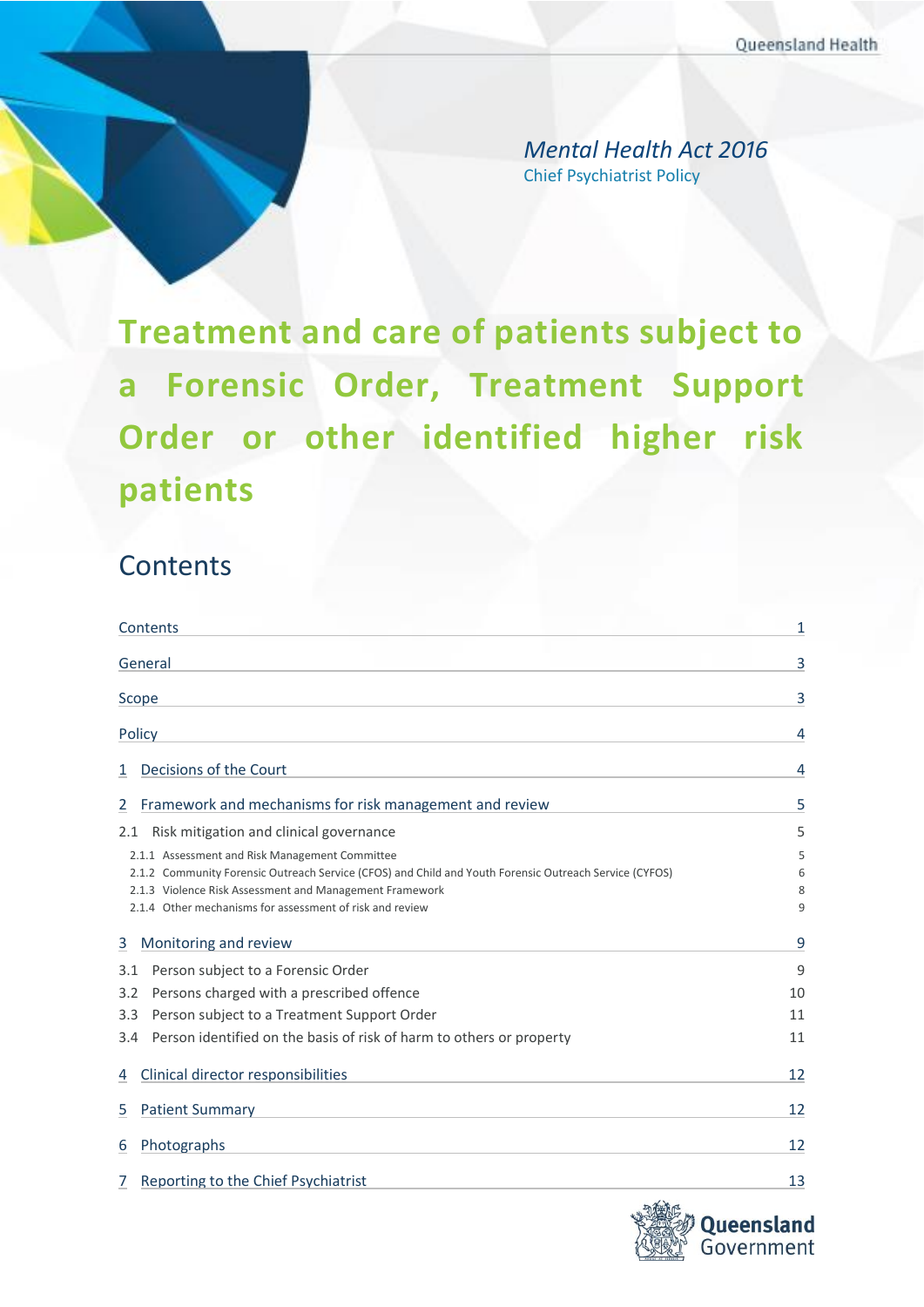Queensland Health

*Mental Health Act 2016*
Chief Psychiatrist Policy

# Treatment and care of patients subject to a Forensic Order, Treatment Support Order or other identified higher risk patients

## Contents

| | |
|---|---|
| Contents | 1 |
| General | 3 |
| Scope | 3 |
| Policy | 4 |
| 1 Decisions of the Court | 4 |
| 2 Framework and mechanisms for risk management and review | 5 |
| 2.1 Risk mitigation and clinical governance | 5 |
| 2.1.1 Assessment and Risk Management Committee | 5 |
| 2.1.2 Community Forensic Outreach Service (CFOS) and Child and Youth Forensic Outreach Service (CYFOS) | 6 |
| 2.1.3 Violence Risk Assessment and Management Framework | 8 |
| 2.1.4 Other mechanisms for assessment of risk and review | 9 |
| 3 Monitoring and review | 9 |
| 3.1 Person subject to a Forensic Order | 9 |
| 3.2 Persons charged with a prescribed offence | 10 |
| 3.3 Person subject to a Treatment Support Order | 11 |
| 3.4 Person identified on the basis of risk of harm to others or property | 11 |
| 4 Clinical director responsibilities | 12 |
| 5 Patient Summary | 12 |
| 6 Photographs | 12 |
| 7 Reporting to the Chief Psychiatrist | 13 |

Queensland Government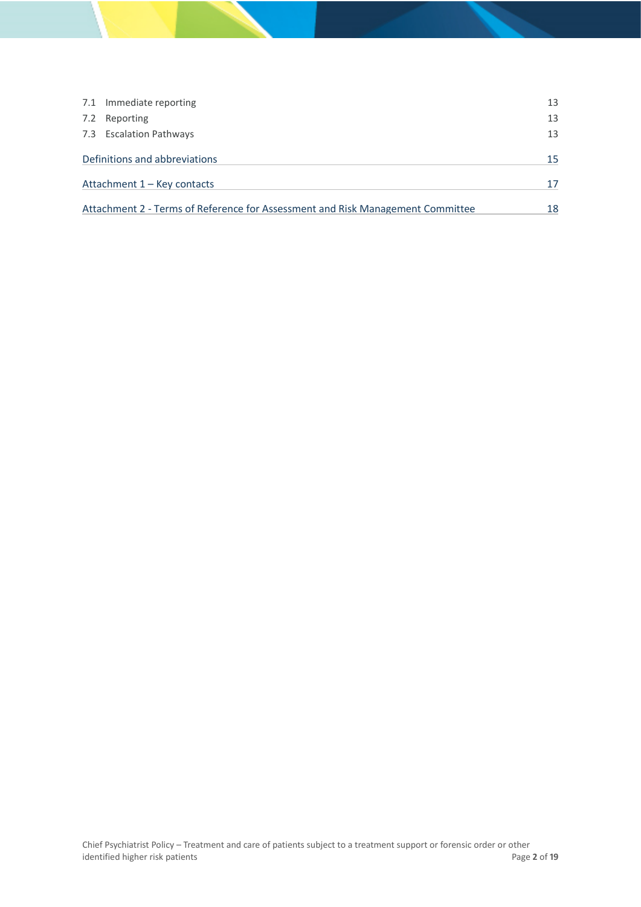7.1 Immediate reporting 13

7.2 Reporting 13

7.3 Escalation Pathways 13

Definitions and abbreviations 15

Attachment 1 – Key contacts 17

Attachment 2 - Terms of Reference for Assessment and Risk Management Committee 18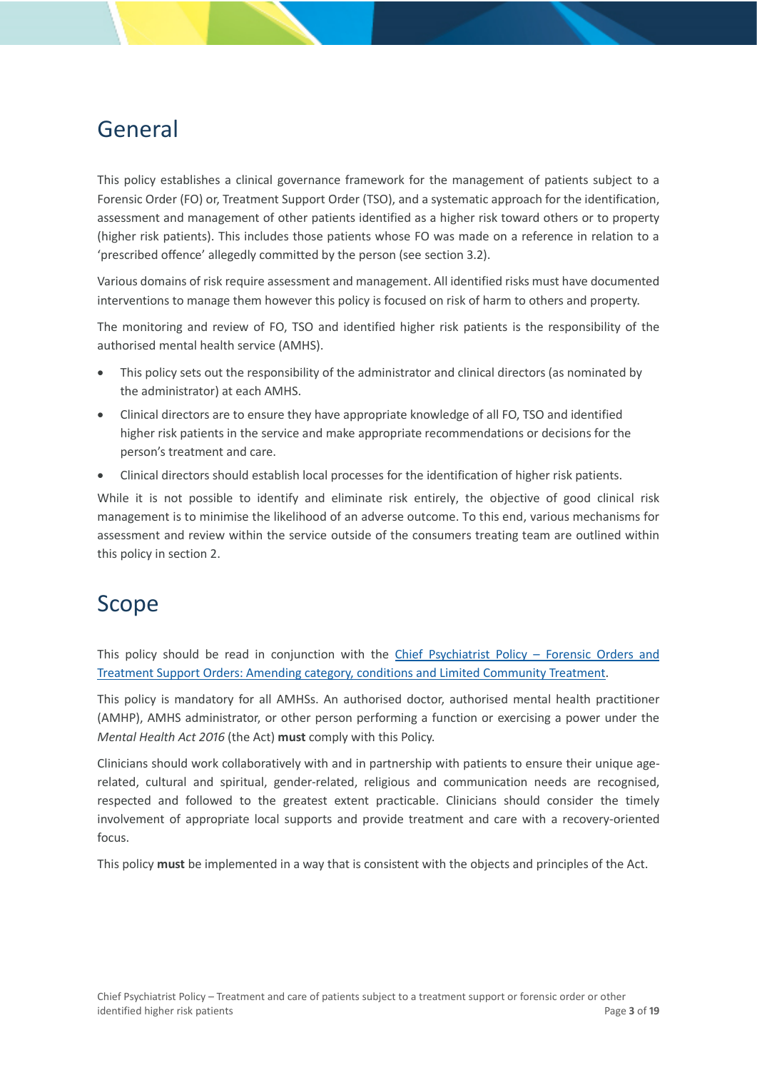# General

This policy establishes a clinical governance framework for the management of patients subject to a Forensic Order (FO) or, Treatment Support Order (TSO), and a systematic approach for the identification, assessment and management of other patients identified as a higher risk toward others or to property (higher risk patients). This includes those patients whose FO was made on a reference in relation to a 'prescribed offence' allegedly committed by the person (see section 3.2).

Various domains of risk require assessment and management. All identified risks must have documented interventions to manage them however this policy is focused on risk of harm to others and property.

The monitoring and review of FO, TSO and identified higher risk patients is the responsibility of the authorised mental health service (AMHS).

- This policy sets out the responsibility of the administrator and clinical directors (as nominated by the administrator) at each AMHS.
- Clinical directors are to ensure they have appropriate knowledge of all FO, TSO and identified higher risk patients in the service and make appropriate recommendations or decisions for the person's treatment and care.
- Clinical directors should establish local processes for the identification of higher risk patients.

While it is not possible to identify and eliminate risk entirely, the objective of good clinical risk management is to minimise the likelihood of an adverse outcome. To this end, various mechanisms for assessment and review within the service outside of the consumers treating team are outlined within this policy in section 2.

# Scope

This policy should be read in conjunction with the [Chief Psychiatrist Policy – Forensic Orders and Treatment Support Orders: Amending category, conditions and Limited Community Treatment](#).

This policy is mandatory for all AMHSs. An authorised doctor, authorised mental health practitioner (AMHP), AMHS administrator, or other person performing a function or exercising a power under the *Mental Health Act 2016* (the Act) **must** comply with this Policy.

Clinicians should work collaboratively with and in partnership with patients to ensure their unique age-related, cultural and spiritual, gender-related, religious and communication needs are recognised, respected and followed to the greatest extent practicable. Clinicians should consider the timely involvement of appropriate local supports and provide treatment and care with a recovery-oriented focus.

This policy **must** be implemented in a way that is consistent with the objects and principles of the Act.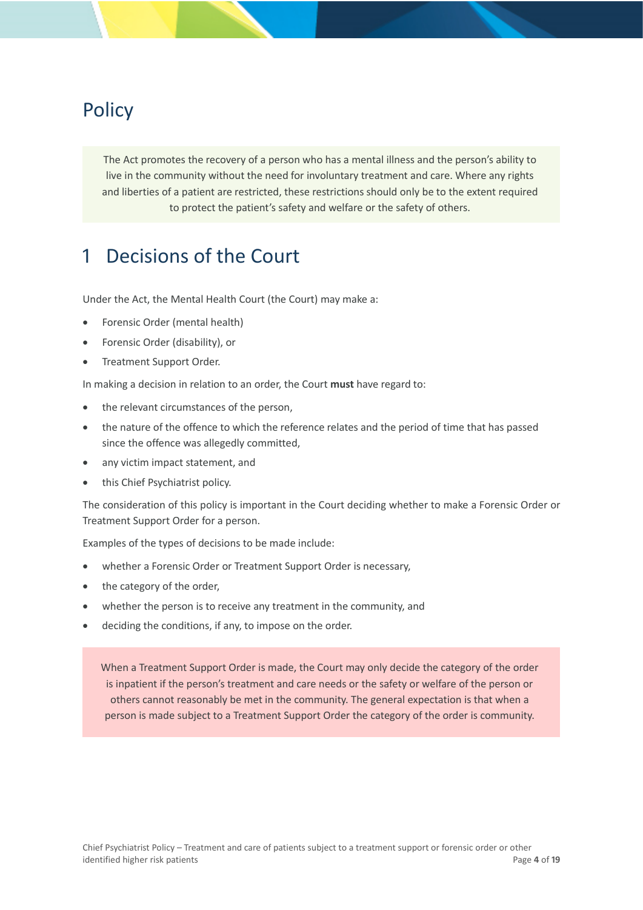# Policy

The Act promotes the recovery of a person who has a mental illness and the person's ability to live in the community without the need for involuntary treatment and care. Where any rights and liberties of a patient are restricted, these restrictions should only be to the extent required to protect the patient's safety and welfare or the safety of others.

## 1 Decisions of the Court

Under the Act, the Mental Health Court (the Court) may make a:

- Forensic Order (mental health)
- Forensic Order (disability), or
- Treatment Support Order.

In making a decision in relation to an order, the Court **must** have regard to:

- the relevant circumstances of the person,
- the nature of the offence to which the reference relates and the period of time that has passed since the offence was allegedly committed,
- any victim impact statement, and
- this Chief Psychiatrist policy.

The consideration of this policy is important in the Court deciding whether to make a Forensic Order or Treatment Support Order for a person.

Examples of the types of decisions to be made include:

- whether a Forensic Order or Treatment Support Order is necessary,
- the category of the order,
- whether the person is to receive any treatment in the community, and
- deciding the conditions, if any, to impose on the order.

When a Treatment Support Order is made, the Court may only decide the category of the order is inpatient if the person's treatment and care needs or the safety or welfare of the person or others cannot reasonably be met in the community. The general expectation is that when a person is made subject to a Treatment Support Order the category of the order is community.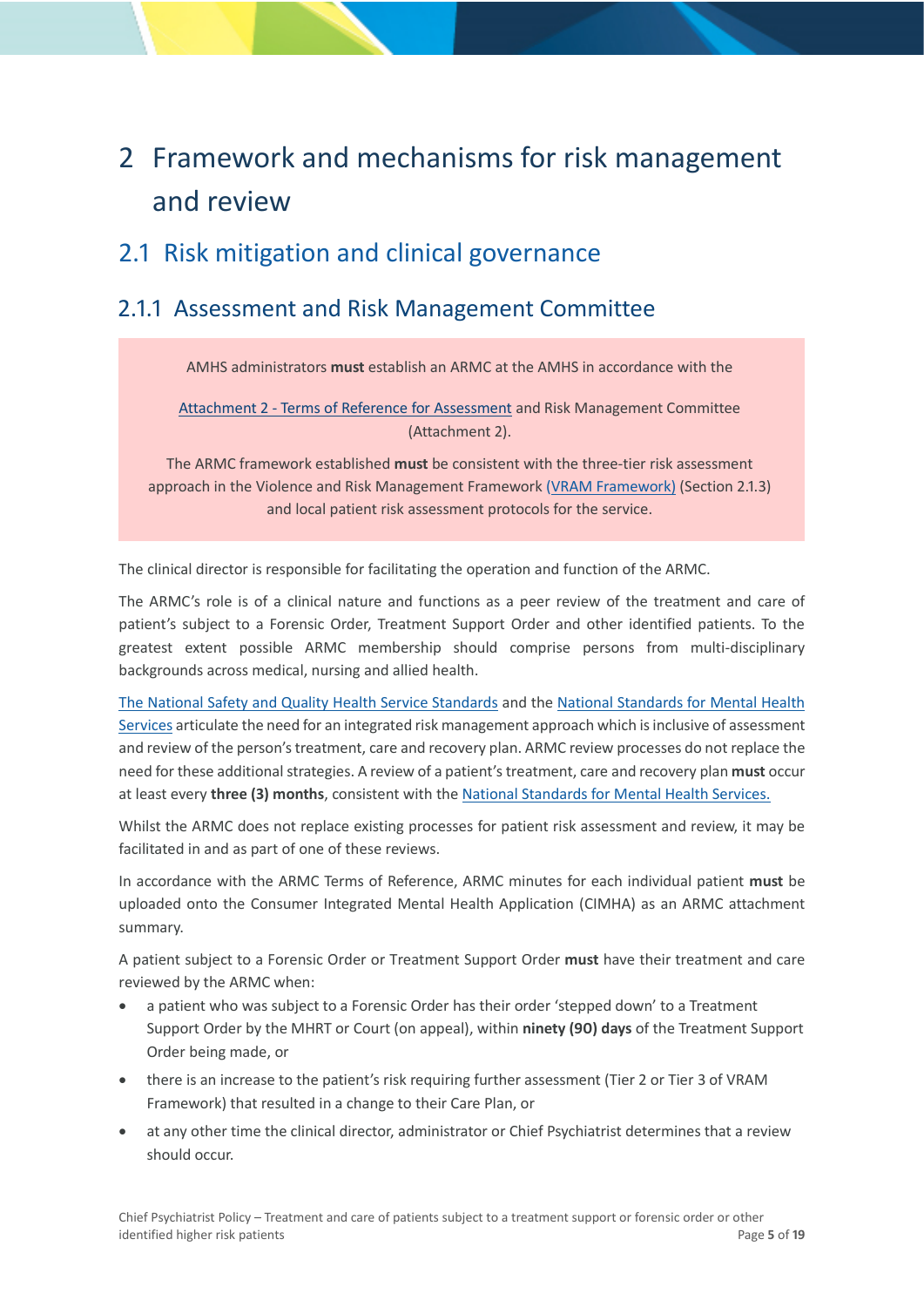# 2 Framework and mechanisms for risk management and review

## 2.1 Risk mitigation and clinical governance

### 2.1.1 Assessment and Risk Management Committee

> AMHS administrators **must** establish an ARMC at the AMHS in accordance with the
>
> Attachment 2 - Terms of Reference for Assessment and Risk Management Committee (Attachment 2).
>
> The ARMC framework established **must** be consistent with the three-tier risk assessment approach in the Violence and Risk Management Framework (VRAM Framework) (Section 2.1.3) and local patient risk assessment protocols for the service.

The clinical director is responsible for facilitating the operation and function of the ARMC.

The ARMC's role is of a clinical nature and functions as a peer review of the treatment and care of patient's subject to a Forensic Order, Treatment Support Order and other identified patients. To the greatest extent possible ARMC membership should comprise persons from multi-disciplinary backgrounds across medical, nursing and allied health.

The National Safety and Quality Health Service Standards and the National Standards for Mental Health Services articulate the need for an integrated risk management approach which is inclusive of assessment and review of the person's treatment, care and recovery plan. ARMC review processes do not replace the need for these additional strategies. A review of a patient's treatment, care and recovery plan **must** occur at least every **three (3) months**, consistent with the National Standards for Mental Health Services.

Whilst the ARMC does not replace existing processes for patient risk assessment and review, it may be facilitated in and as part of one of these reviews.

In accordance with the ARMC Terms of Reference, ARMC minutes for each individual patient **must** be uploaded onto the Consumer Integrated Mental Health Application (CIMHA) as an ARMC attachment summary.

A patient subject to a Forensic Order or Treatment Support Order **must** have their treatment and care reviewed by the ARMC when:

- a patient who was subject to a Forensic Order has their order 'stepped down' to a Treatment Support Order by the MHRT or Court (on appeal), within **ninety (90) days** of the Treatment Support Order being made, or
- there is an increase to the patient's risk requiring further assessment (Tier 2 or Tier 3 of VRAM Framework) that resulted in a change to their Care Plan, or
- at any other time the clinical director, administrator or Chief Psychiatrist determines that a review should occur.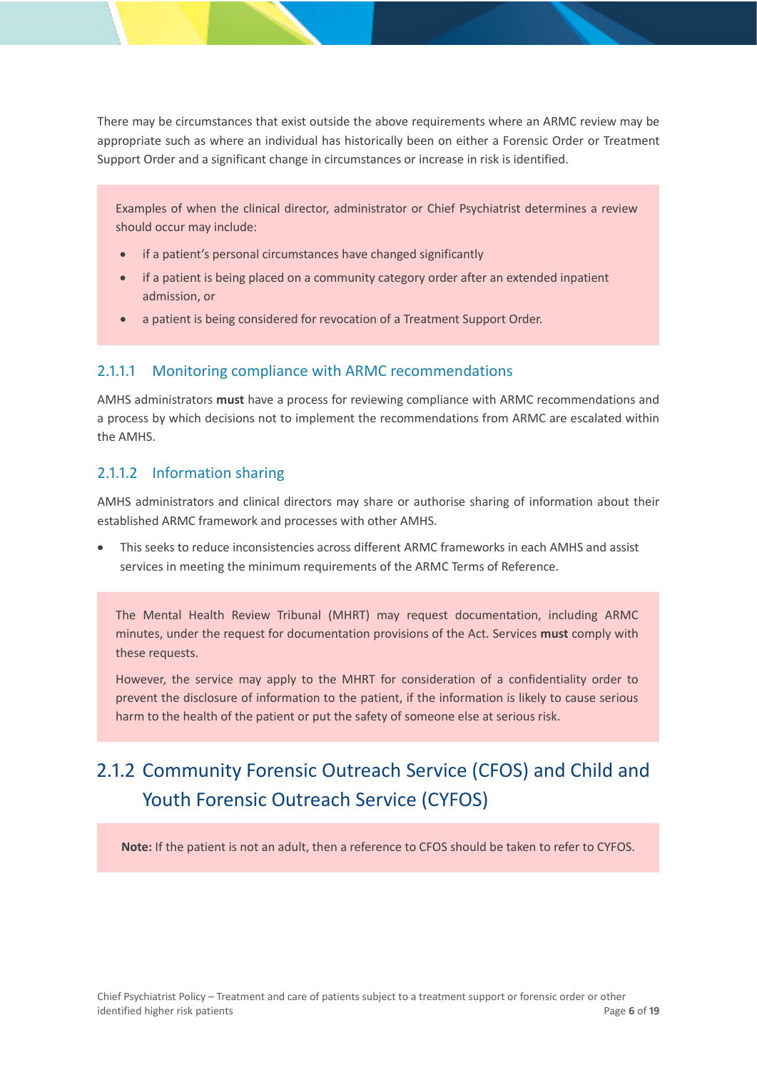There may be circumstances that exist outside the above requirements where an ARMC review may be appropriate such as where an individual has historically been on either a Forensic Order or Treatment Support Order and a significant change in circumstances or increase in risk is identified.

> Examples of when the clinical director, administrator or Chief Psychiatrist determines a review should occur may include:
>
> - if a patient's personal circumstances have changed significantly
> - if a patient is being placed on a community category order after an extended inpatient admission, or
> - a patient is being considered for revocation of a Treatment Support Order.

#### 2.1.1.1 Monitoring compliance with ARMC recommendations

AMHS administrators **must** have a process for reviewing compliance with ARMC recommendations and a process by which decisions not to implement the recommendations from ARMC are escalated within the AMHS.

#### 2.1.1.2 Information sharing

AMHS administrators and clinical directors may share or authorise sharing of information about their established ARMC framework and processes with other AMHS.

- This seeks to reduce inconsistencies across different ARMC frameworks in each AMHS and assist services in meeting the minimum requirements of the ARMC Terms of Reference.

> The Mental Health Review Tribunal (MHRT) may request documentation, including ARMC minutes, under the request for documentation provisions of the Act. Services **must** comply with these requests.
>
> However, the service may apply to the MHRT for consideration of a confidentiality order to prevent the disclosure of information to the patient, if the information is likely to cause serious harm to the health of the patient or put the safety of someone else at serious risk.

### 2.1.2 Community Forensic Outreach Service (CFOS) and Child and Youth Forensic Outreach Service (CYFOS)

> **Note:** If the patient is not an adult, then a reference to CFOS should be taken to refer to CYFOS.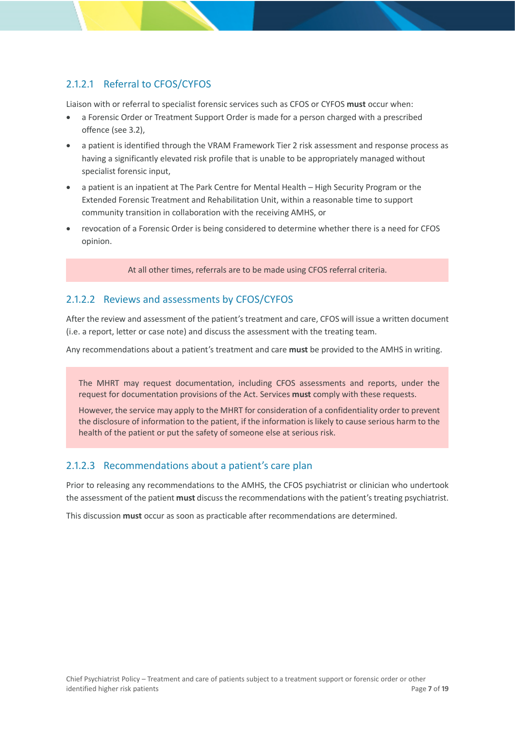#### 2.1.2.1 Referral to CFOS/CYFOS

Liaison with or referral to specialist forensic services such as CFOS or CYFOS **must** occur when:

- a Forensic Order or Treatment Support Order is made for a person charged with a prescribed offence (see 3.2),
- a patient is identified through the VRAM Framework Tier 2 risk assessment and response process as having a significantly elevated risk profile that is unable to be appropriately managed without specialist forensic input,
- a patient is an inpatient at The Park Centre for Mental Health – High Security Program or the Extended Forensic Treatment and Rehabilitation Unit, within a reasonable time to support community transition in collaboration with the receiving AMHS, or
- revocation of a Forensic Order is being considered to determine whether there is a need for CFOS opinion.

At all other times, referrals are to be made using CFOS referral criteria.

#### 2.1.2.2 Reviews and assessments by CFOS/CYFOS

After the review and assessment of the patient's treatment and care, CFOS will issue a written document (i.e. a report, letter or case note) and discuss the assessment with the treating team.

Any recommendations about a patient's treatment and care **must** be provided to the AMHS in writing.

The MHRT may request documentation, including CFOS assessments and reports, under the request for documentation provisions of the Act. Services **must** comply with these requests.

However, the service may apply to the MHRT for consideration of a confidentiality order to prevent the disclosure of information to the patient, if the information is likely to cause serious harm to the health of the patient or put the safety of someone else at serious risk.

#### 2.1.2.3 Recommendations about a patient's care plan

Prior to releasing any recommendations to the AMHS, the CFOS psychiatrist or clinician who undertook the assessment of the patient **must** discuss the recommendations with the patient's treating psychiatrist.

This discussion **must** occur as soon as practicable after recommendations are determined.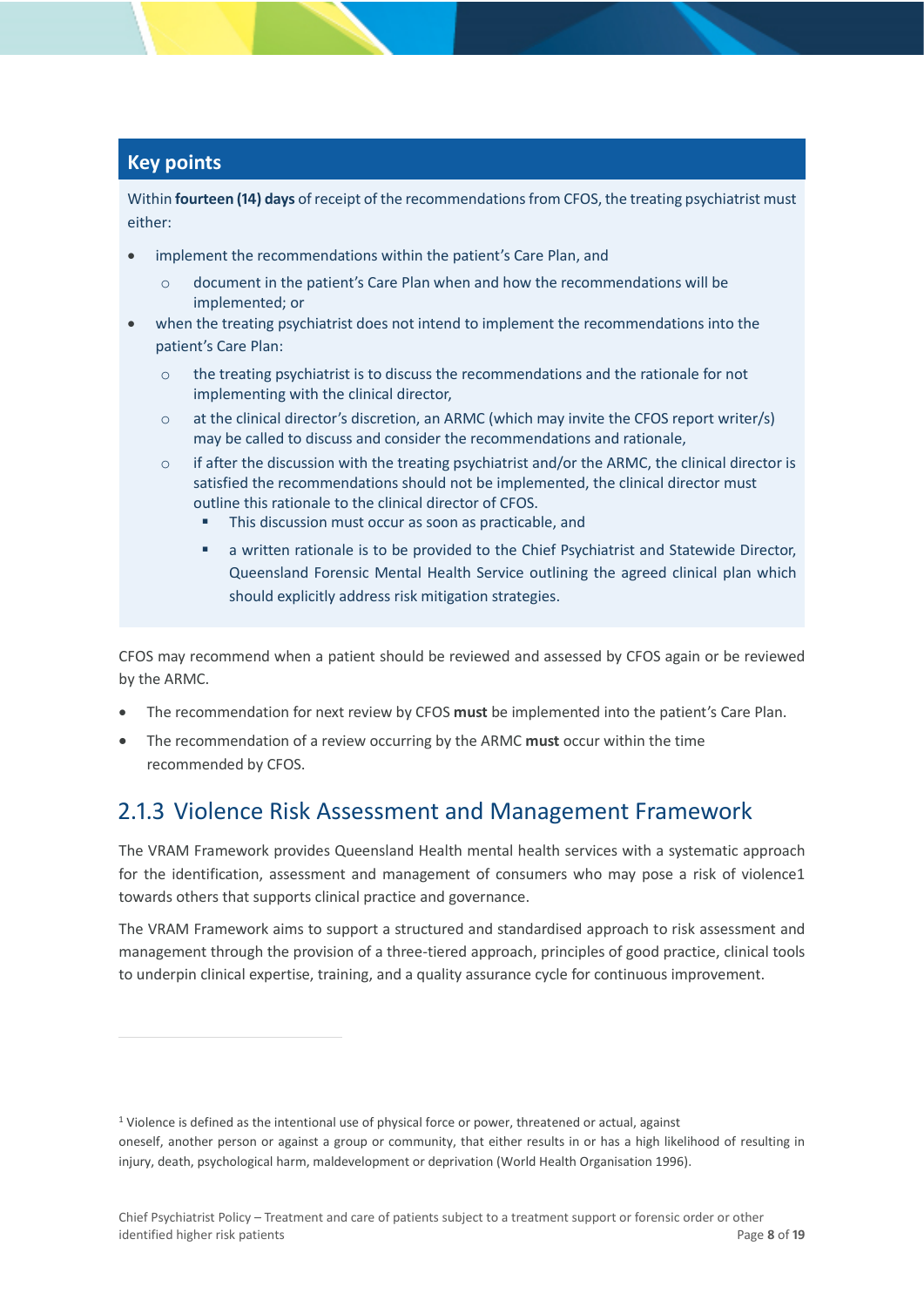### Key points

Within **fourteen (14) days** of receipt of the recommendations from CFOS, the treating psychiatrist must either:

- implement the recommendations within the patient's Care Plan, and
  - document in the patient's Care Plan when and how the recommendations will be implemented; or
- when the treating psychiatrist does not intend to implement the recommendations into the patient's Care Plan:
  - the treating psychiatrist is to discuss the recommendations and the rationale for not implementing with the clinical director,
  - at the clinical director's discretion, an ARMC (which may invite the CFOS report writer/s) may be called to discuss and consider the recommendations and rationale,
  - if after the discussion with the treating psychiatrist and/or the ARMC, the clinical director is satisfied the recommendations should not be implemented, the clinical director must outline this rationale to the clinical director of CFOS.
    - This discussion must occur as soon as practicable, and
    - a written rationale is to be provided to the Chief Psychiatrist and Statewide Director, Queensland Forensic Mental Health Service outlining the agreed clinical plan which should explicitly address risk mitigation strategies.

CFOS may recommend when a patient should be reviewed and assessed by CFOS again or be reviewed by the ARMC.

- The recommendation for next review by CFOS **must** be implemented into the patient's Care Plan.
- The recommendation of a review occurring by the ARMC **must** occur within the time recommended by CFOS.

## 2.1.3 Violence Risk Assessment and Management Framework

The VRAM Framework provides Queensland Health mental health services with a systematic approach for the identification, assessment and management of consumers who may pose a risk of violence[1] towards others that supports clinical practice and governance.

The VRAM Framework aims to support a structured and standardised approach to risk assessment and management through the provision of a three-tiered approach, principles of good practice, clinical tools to underpin clinical expertise, training, and a quality assurance cycle for continuous improvement.

[1] Violence is defined as the intentional use of physical force or power, threatened or actual, against oneself, another person or against a group or community, that either results in or has a high likelihood of resulting in injury, death, psychological harm, maldevelopment or deprivation (World Health Organisation 1996).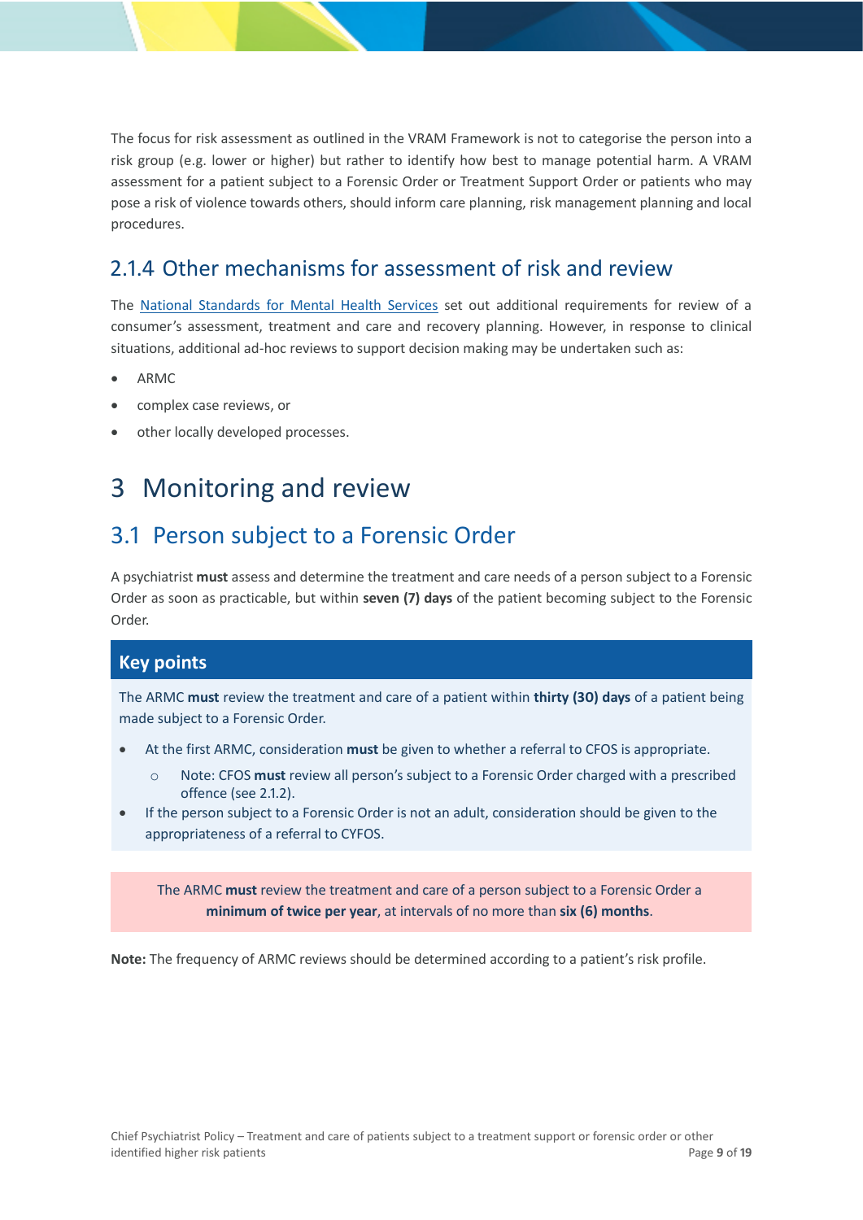The focus for risk assessment as outlined in the VRAM Framework is not to categorise the person into a risk group (e.g. lower or higher) but rather to identify how best to manage potential harm. A VRAM assessment for a patient subject to a Forensic Order or Treatment Support Order or patients who may pose a risk of violence towards others, should inform care planning, risk management planning and local procedures.

### 2.1.4 Other mechanisms for assessment of risk and review

The [National Standards for Mental Health Services](National Standards for Mental Health Services) set out additional requirements for review of a consumer's assessment, treatment and care and recovery planning. However, in response to clinical situations, additional ad-hoc reviews to support decision making may be undertaken such as:

- ARMC
- complex case reviews, or
- other locally developed processes.

# 3 Monitoring and review

## 3.1 Person subject to a Forensic Order

A psychiatrist **must** assess and determine the treatment and care needs of a person subject to a Forensic Order as soon as practicable, but within **seven (7) days** of the patient becoming subject to the Forensic Order.

**Key points**

The ARMC **must** review the treatment and care of a patient within **thirty (30) days** of a patient being made subject to a Forensic Order.

- At the first ARMC, consideration **must** be given to whether a referral to CFOS is appropriate.
  - Note: CFOS **must** review all person's subject to a Forensic Order charged with a prescribed offence (see 2.1.2).
- If the person subject to a Forensic Order is not an adult, consideration should be given to the appropriateness of a referral to CYFOS.

The ARMC **must** review the treatment and care of a person subject to a Forensic Order a **minimum of twice per year**, at intervals of no more than **six (6) months**.

**Note:** The frequency of ARMC reviews should be determined according to a patient's risk profile.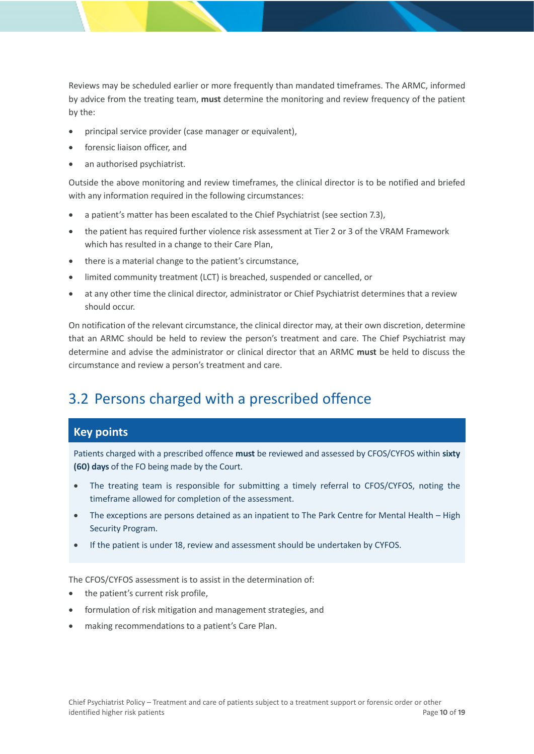Reviews may be scheduled earlier or more frequently than mandated timeframes. The ARMC, informed by advice from the treating team, **must** determine the monitoring and review frequency of the patient by the:

- principal service provider (case manager or equivalent),
- forensic liaison officer, and
- an authorised psychiatrist.

Outside the above monitoring and review timeframes, the clinical director is to be notified and briefed with any information required in the following circumstances:

- a patient's matter has been escalated to the Chief Psychiatrist (see section 7.3),
- the patient has required further violence risk assessment at Tier 2 or 3 of the VRAM Framework which has resulted in a change to their Care Plan,
- there is a material change to the patient's circumstance,
- limited community treatment (LCT) is breached, suspended or cancelled, or
- at any other time the clinical director, administrator or Chief Psychiatrist determines that a review should occur.

On notification of the relevant circumstance, the clinical director may, at their own discretion, determine that an ARMC should be held to review the person's treatment and care. The Chief Psychiatrist may determine and advise the administrator or clinical director that an ARMC **must** be held to discuss the circumstance and review a person's treatment and care.

## 3.2 Persons charged with a prescribed offence

### Key points

Patients charged with a prescribed offence **must** be reviewed and assessed by CFOS/CYFOS within **sixty (60) days** of the FO being made by the Court.

- The treating team is responsible for submitting a timely referral to CFOS/CYFOS, noting the timeframe allowed for completion of the assessment.
- The exceptions are persons detained as an inpatient to The Park Centre for Mental Health – High Security Program.
- If the patient is under 18, review and assessment should be undertaken by CYFOS.

The CFOS/CYFOS assessment is to assist in the determination of:

- the patient's current risk profile,
- formulation of risk mitigation and management strategies, and
- making recommendations to a patient's Care Plan.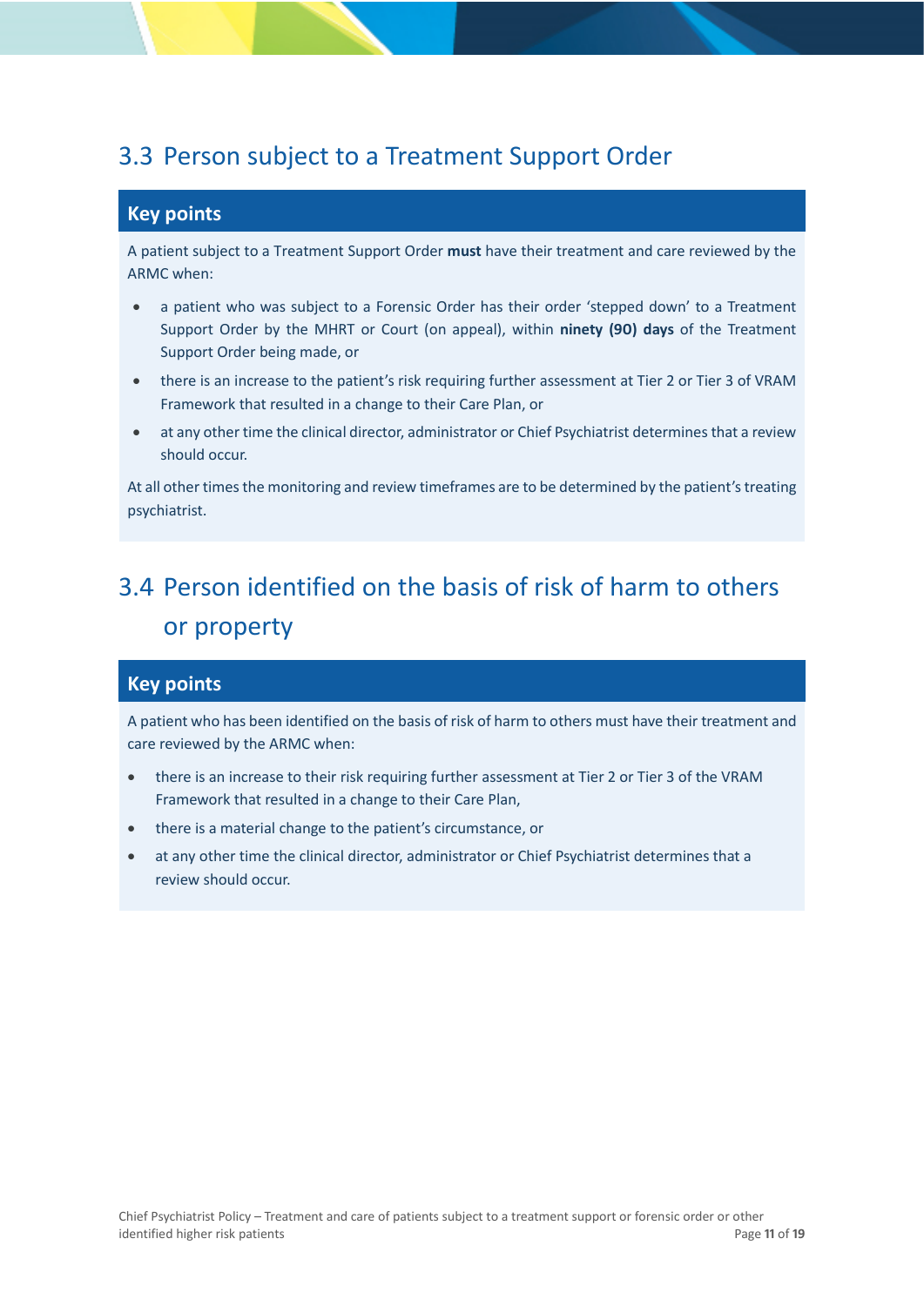## 3.3 Person subject to a Treatment Support Order

### Key points

A patient subject to a Treatment Support Order **must** have their treatment and care reviewed by the ARMC when:

- a patient who was subject to a Forensic Order has their order 'stepped down' to a Treatment Support Order by the MHRT or Court (on appeal), within **ninety (90) days** of the Treatment Support Order being made, or
- there is an increase to the patient's risk requiring further assessment at Tier 2 or Tier 3 of VRAM Framework that resulted in a change to their Care Plan, or
- at any other time the clinical director, administrator or Chief Psychiatrist determines that a review should occur.

At all other times the monitoring and review timeframes are to be determined by the patient's treating psychiatrist.

## 3.4 Person identified on the basis of risk of harm to others or property

### Key points

A patient who has been identified on the basis of risk of harm to others must have their treatment and care reviewed by the ARMC when:

- there is an increase to their risk requiring further assessment at Tier 2 or Tier 3 of the VRAM Framework that resulted in a change to their Care Plan,
- there is a material change to the patient's circumstance, or
- at any other time the clinical director, administrator or Chief Psychiatrist determines that a review should occur.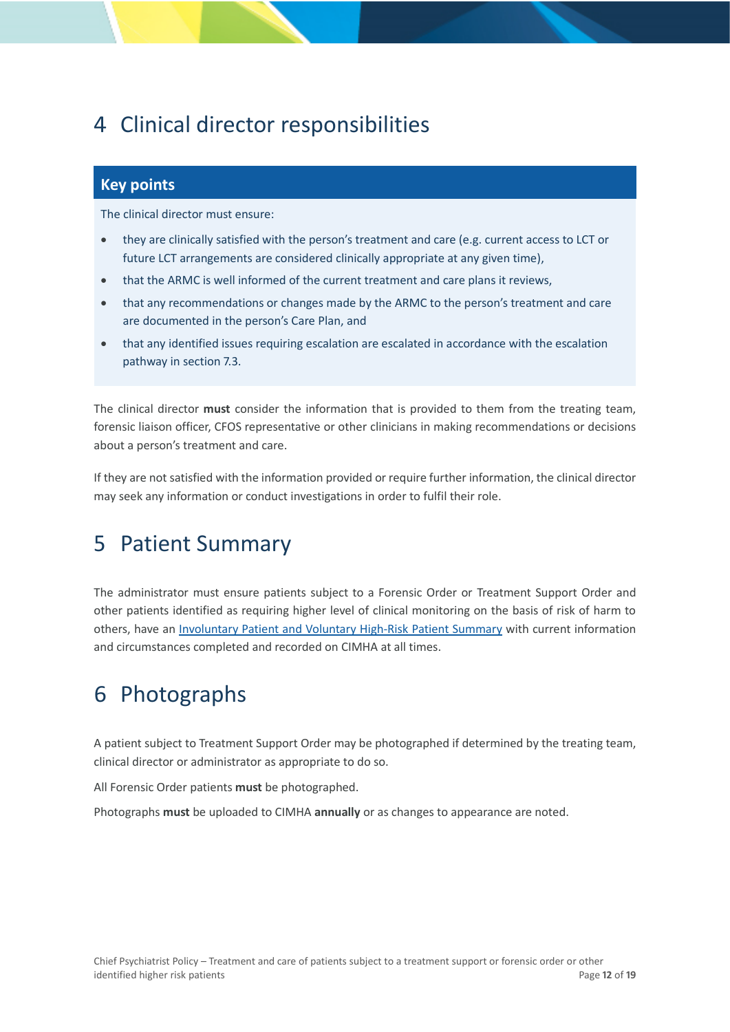# 4 Clinical director responsibilities

**Key points**

The clinical director must ensure:

- they are clinically satisfied with the person's treatment and care (e.g. current access to LCT or future LCT arrangements are considered clinically appropriate at any given time),
- that the ARMC is well informed of the current treatment and care plans it reviews,
- that any recommendations or changes made by the ARMC to the person's treatment and care are documented in the person's Care Plan, and
- that any identified issues requiring escalation are escalated in accordance with the escalation pathway in section 7.3.

The clinical director **must** consider the information that is provided to them from the treating team, forensic liaison officer, CFOS representative or other clinicians in making recommendations or decisions about a person's treatment and care.

If they are not satisfied with the information provided or require further information, the clinical director may seek any information or conduct investigations in order to fulfil their role.

# 5 Patient Summary

The administrator must ensure patients subject to a Forensic Order or Treatment Support Order and other patients identified as requiring higher level of clinical monitoring on the basis of risk of harm to others, have an Involuntary Patient and Voluntary High-Risk Patient Summary with current information and circumstances completed and recorded on CIMHA at all times.

# 6 Photographs

A patient subject to Treatment Support Order may be photographed if determined by the treating team, clinical director or administrator as appropriate to do so.

All Forensic Order patients **must** be photographed.

Photographs **must** be uploaded to CIMHA **annually** or as changes to appearance are noted.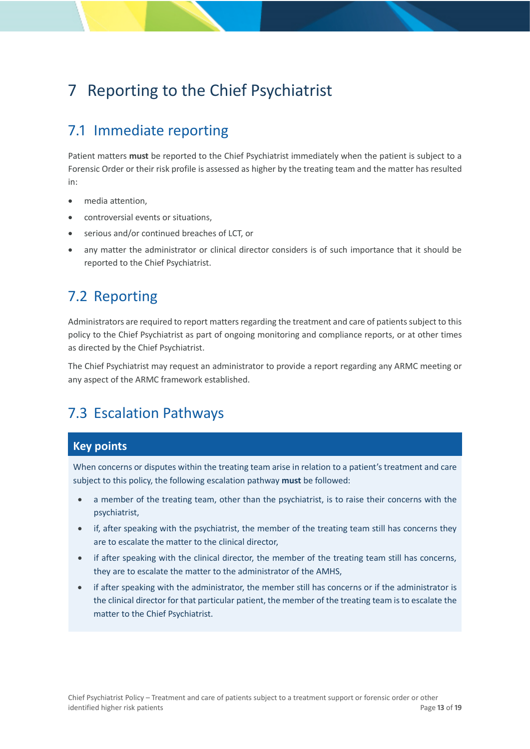# 7 Reporting to the Chief Psychiatrist

## 7.1 Immediate reporting

Patient matters **must** be reported to the Chief Psychiatrist immediately when the patient is subject to a Forensic Order or their risk profile is assessed as higher by the treating team and the matter has resulted in:

- media attention,
- controversial events or situations,
- serious and/or continued breaches of LCT, or
- any matter the administrator or clinical director considers is of such importance that it should be reported to the Chief Psychiatrist.

## 7.2 Reporting

Administrators are required to report matters regarding the treatment and care of patients subject to this policy to the Chief Psychiatrist as part of ongoing monitoring and compliance reports, or at other times as directed by the Chief Psychiatrist.

The Chief Psychiatrist may request an administrator to provide a report regarding any ARMC meeting or any aspect of the ARMC framework established.

## 7.3 Escalation Pathways

**Key points**

When concerns or disputes within the treating team arise in relation to a patient's treatment and care subject to this policy, the following escalation pathway **must** be followed:

- a member of the treating team, other than the psychiatrist, is to raise their concerns with the psychiatrist,
- if, after speaking with the psychiatrist, the member of the treating team still has concerns they are to escalate the matter to the clinical director,
- if after speaking with the clinical director, the member of the treating team still has concerns, they are to escalate the matter to the administrator of the AMHS,
- if after speaking with the administrator, the member still has concerns or if the administrator is the clinical director for that particular patient, the member of the treating team is to escalate the matter to the Chief Psychiatrist.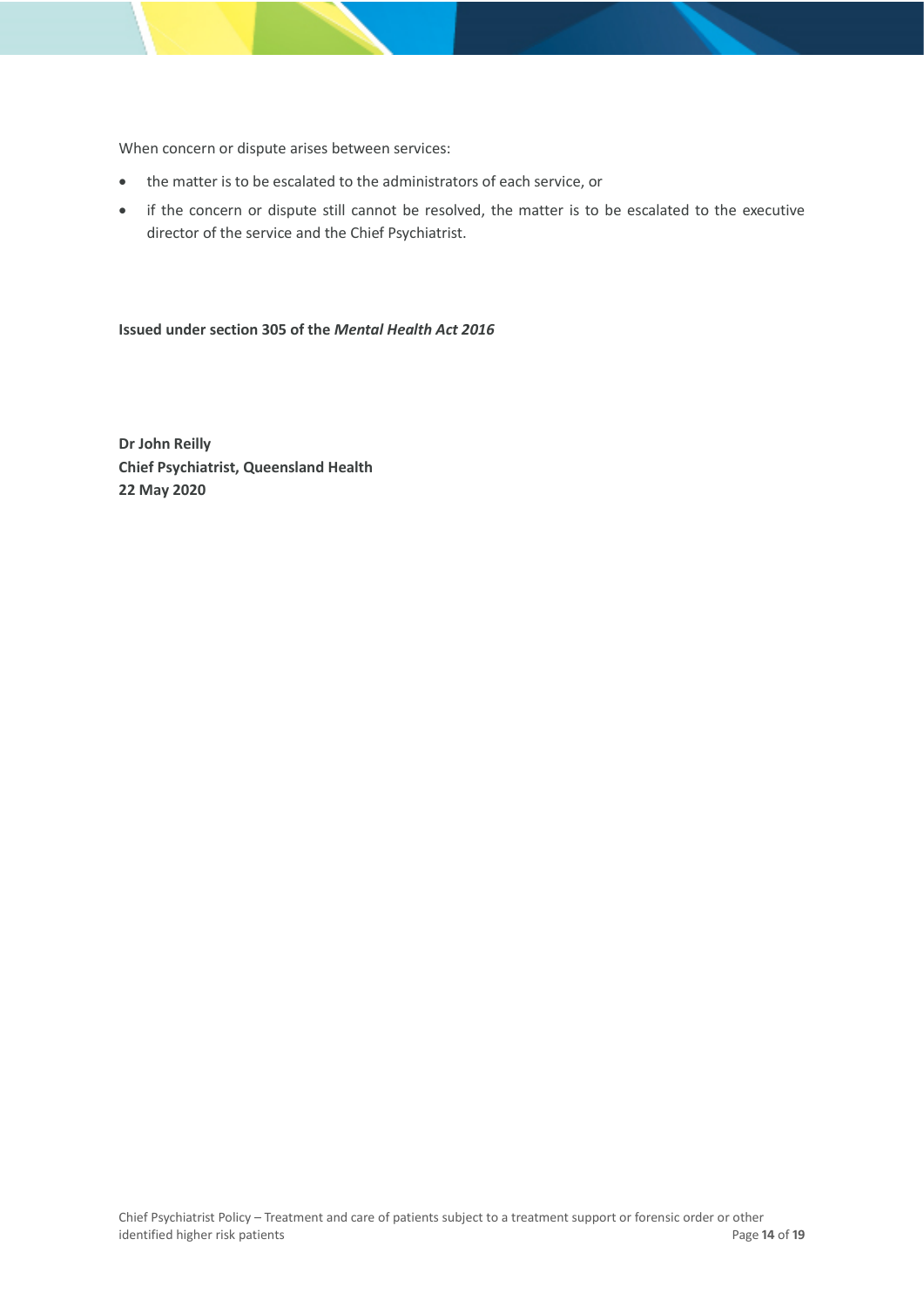When concern or dispute arises between services:

- the matter is to be escalated to the administrators of each service, or
- if the concern or dispute still cannot be resolved, the matter is to be escalated to the executive director of the service and the Chief Psychiatrist.

**Issued under section 305 of the *Mental Health Act 2016***

**Dr John Reilly**
**Chief Psychiatrist, Queensland Health**
**22 May 2020**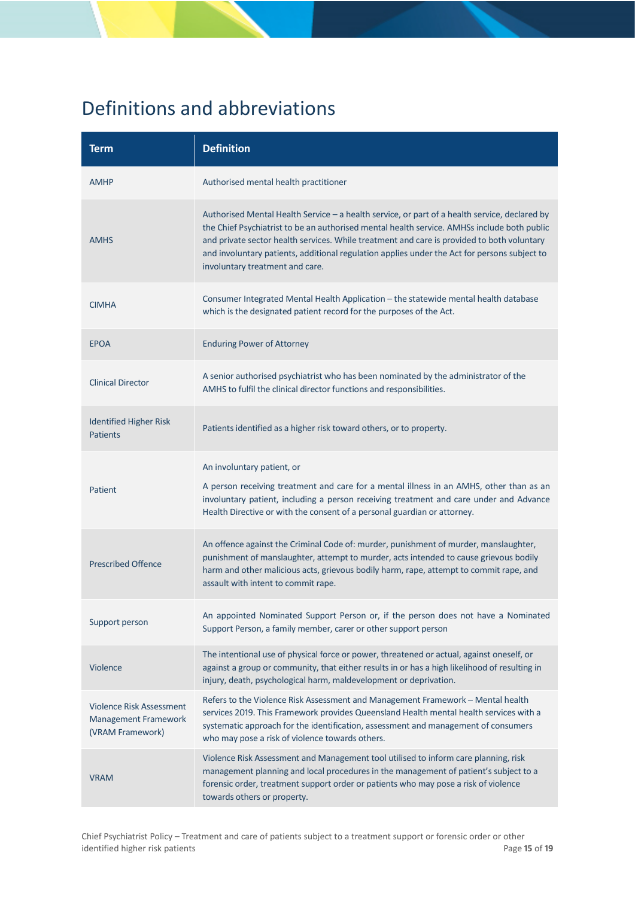# Definitions and abbreviations

| Term | Definition |
| --- | --- |
| AMHP | Authorised mental health practitioner |
| AMHS | Authorised Mental Health Service – a health service, or part of a health service, declared by the Chief Psychiatrist to be an authorised mental health service. AMHSs include both public and private sector health services. While treatment and care is provided to both voluntary and involuntary patients, additional regulation applies under the Act for persons subject to involuntary treatment and care. |
| CIMHA | Consumer Integrated Mental Health Application – the statewide mental health database which is the designated patient record for the purposes of the Act. |
| EPOA | Enduring Power of Attorney |
| Clinical Director | A senior authorised psychiatrist who has been nominated by the administrator of the AMHS to fulfil the clinical director functions and responsibilities. |
| Identified Higher Risk Patients | Patients identified as a higher risk toward others, or to property. |
| Patient | An involuntary patient, or<br><br>A person receiving treatment and care for a mental illness in an AMHS, other than as an involuntary patient, including a person receiving treatment and care under and Advance Health Directive or with the consent of a personal guardian or attorney. |
| Prescribed Offence | An offence against the Criminal Code of: murder, punishment of murder, manslaughter, punishment of manslaughter, attempt to murder, acts intended to cause grievous bodily harm and other malicious acts, grievous bodily harm, rape, attempt to commit rape, and assault with intent to commit rape. |
| Support person | An appointed Nominated Support Person or, if the person does not have a Nominated Support Person, a family member, carer or other support person |
| Violence | The intentional use of physical force or power, threatened or actual, against oneself, or against a group or community, that either results in or has a high likelihood of resulting in injury, death, psychological harm, maldevelopment or deprivation. |
| Violence Risk Assessment Management Framework (VRAM Framework) | Refers to the Violence Risk Assessment and Management Framework – Mental health services 2019. This Framework provides Queensland Health mental health services with a systematic approach for the identification, assessment and management of consumers who may pose a risk of violence towards others. |
| VRAM | Violence Risk Assessment and Management tool utilised to inform care planning, risk management planning and local procedures in the management of patient's subject to a forensic order, treatment support order or patients who may pose a risk of violence towards others or property. |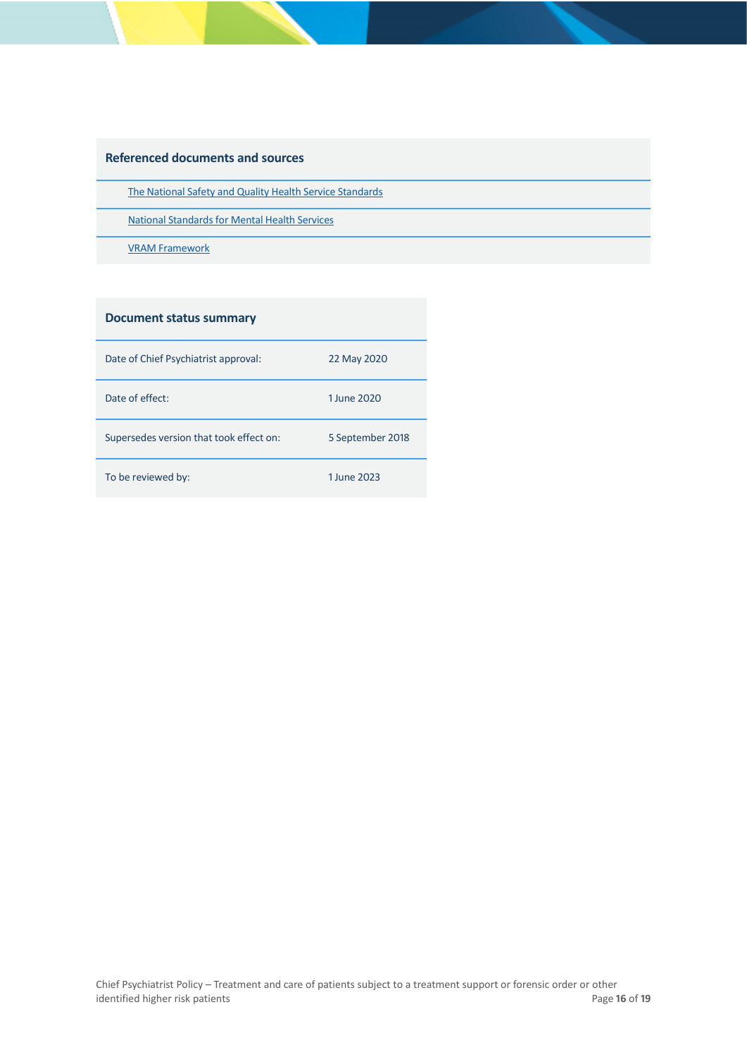## Referenced documents and sources

- [The National Safety and Quality Health Service Standards]
- [National Standards for Mental Health Services]
- [VRAM Framework]

## Document status summary

| | |
|---|---|
| Date of Chief Psychiatrist approval: | 22 May 2020 |
| Date of effect: | 1 June 2020 |
| Supersedes version that took effect on: | 5 September 2018 |
| To be reviewed by: | 1 June 2023 |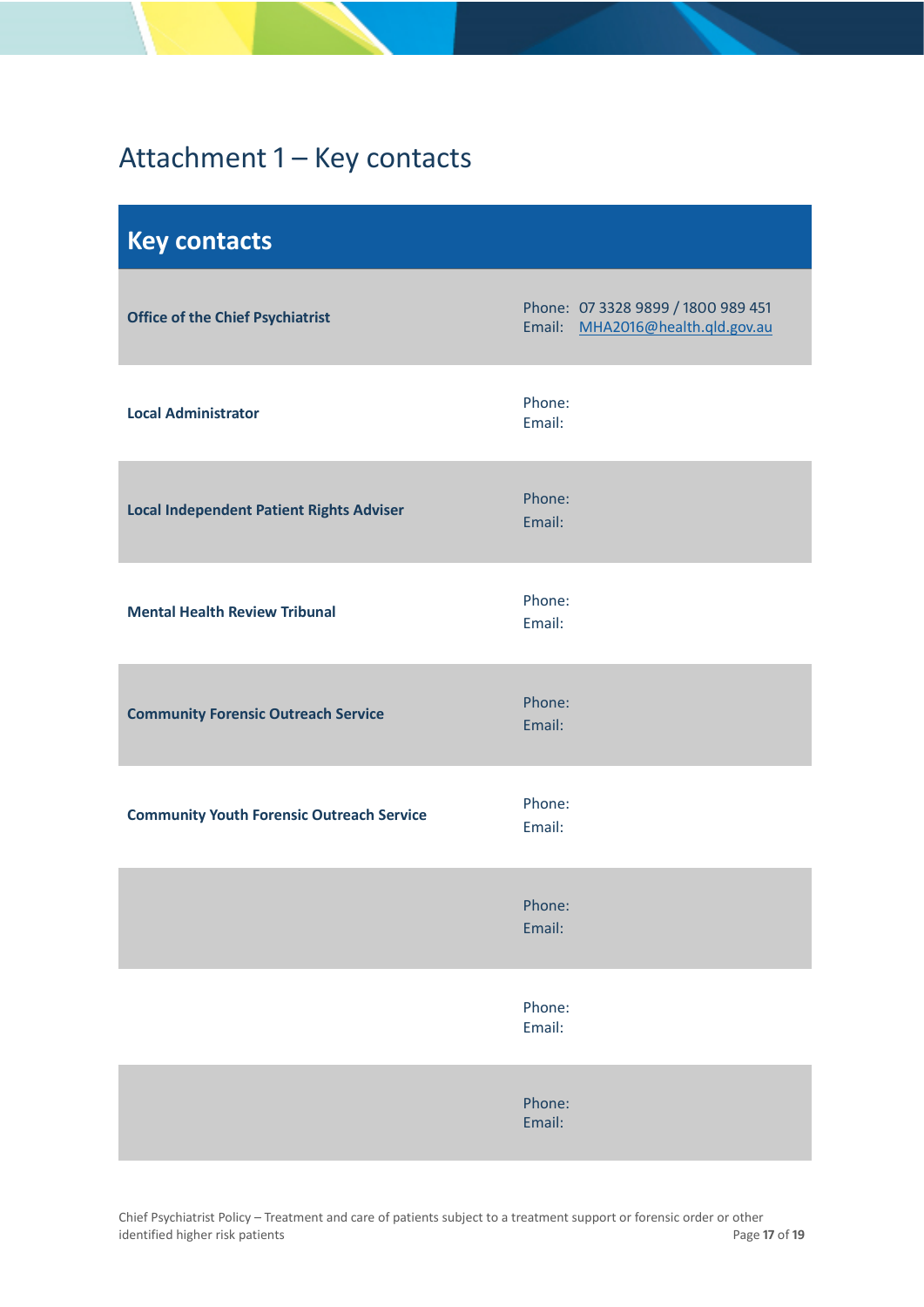# Attachment 1 – Key contacts

| Key contacts | |
|---|---|
| **Office of the Chief Psychiatrist** | Phone: 07 3328 9899 / 1800 989 451<br>Email: MHA2016@health.qld.gov.au |
| **Local Administrator** | Phone:<br>Email: |
| **Local Independent Patient Rights Adviser** | Phone:<br>Email: |
| **Mental Health Review Tribunal** | Phone:<br>Email: |
| **Community Forensic Outreach Service** | Phone:<br>Email: |
| **Community Youth Forensic Outreach Service** | Phone:<br>Email: |
| | Phone:<br>Email: |
| | Phone:<br>Email: |
| | Phone:<br>Email: |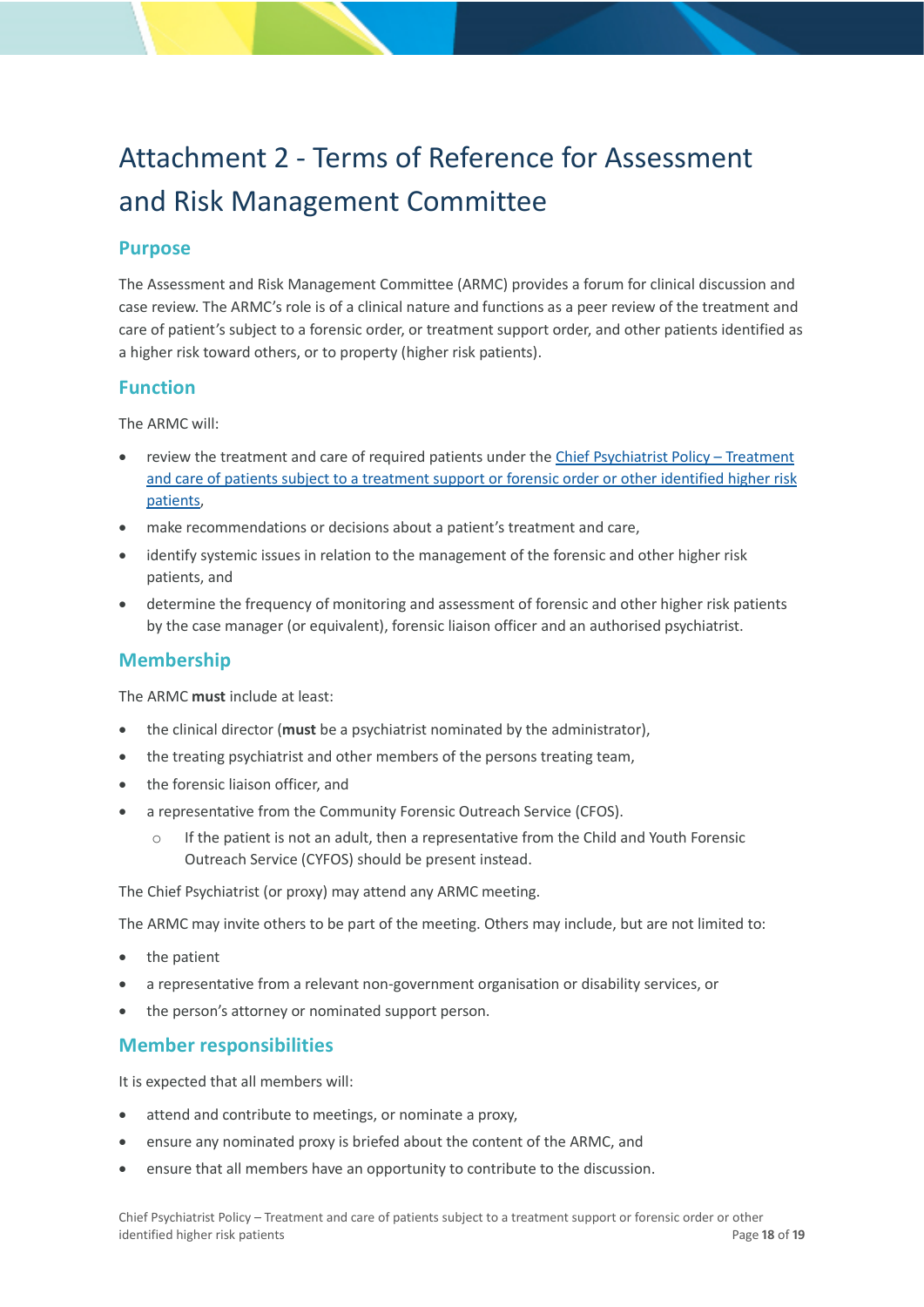# Attachment 2 - Terms of Reference for Assessment and Risk Management Committee

## Purpose

The Assessment and Risk Management Committee (ARMC) provides a forum for clinical discussion and case review. The ARMC's role is of a clinical nature and functions as a peer review of the treatment and care of patient's subject to a forensic order, or treatment support order, and other patients identified as a higher risk toward others, or to property (higher risk patients).

## Function

The ARMC will:

- review the treatment and care of required patients under the [Chief Psychiatrist Policy – Treatment and care of patients subject to a treatment support or forensic order or other identified higher risk patients](),
- make recommendations or decisions about a patient's treatment and care,
- identify systemic issues in relation to the management of the forensic and other higher risk patients, and
- determine the frequency of monitoring and assessment of forensic and other higher risk patients by the case manager (or equivalent), forensic liaison officer and an authorised psychiatrist.

## Membership

The ARMC **must** include at least:

- the clinical director (**must** be a psychiatrist nominated by the administrator),
- the treating psychiatrist and other members of the persons treating team,
- the forensic liaison officer, and
- a representative from the Community Forensic Outreach Service (CFOS).
  - If the patient is not an adult, then a representative from the Child and Youth Forensic Outreach Service (CYFOS) should be present instead.

The Chief Psychiatrist (or proxy) may attend any ARMC meeting.

The ARMC may invite others to be part of the meeting. Others may include, but are not limited to:

- the patient
- a representative from a relevant non-government organisation or disability services, or
- the person's attorney or nominated support person.

## Member responsibilities

It is expected that all members will:

- attend and contribute to meetings, or nominate a proxy,
- ensure any nominated proxy is briefed about the content of the ARMC, and
- ensure that all members have an opportunity to contribute to the discussion.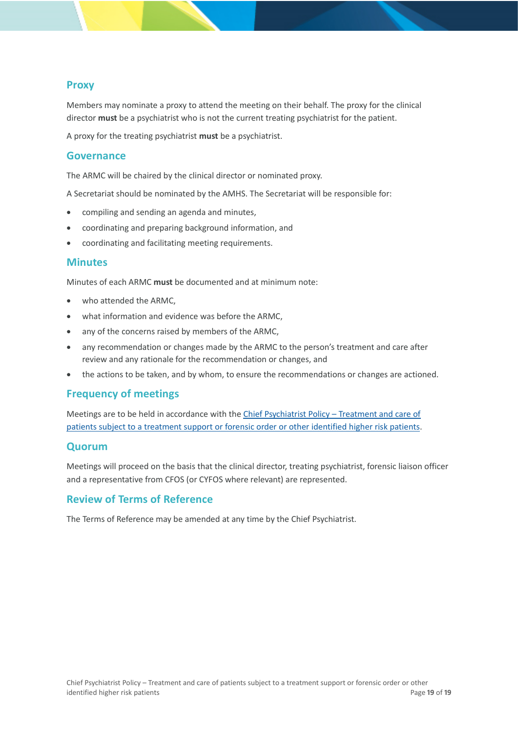## Proxy

Members may nominate a proxy to attend the meeting on their behalf. The proxy for the clinical director **must** be a psychiatrist who is not the current treating psychiatrist for the patient.

A proxy for the treating psychiatrist **must** be a psychiatrist.

## Governance

The ARMC will be chaired by the clinical director or nominated proxy.

A Secretariat should be nominated by the AMHS. The Secretariat will be responsible for:

- compiling and sending an agenda and minutes,
- coordinating and preparing background information, and
- coordinating and facilitating meeting requirements.

## Minutes

Minutes of each ARMC **must** be documented and at minimum note:

- who attended the ARMC,
- what information and evidence was before the ARMC,
- any of the concerns raised by members of the ARMC,
- any recommendation or changes made by the ARMC to the person's treatment and care after review and any rationale for the recommendation or changes, and
- the actions to be taken, and by whom, to ensure the recommendations or changes are actioned.

## Frequency of meetings

Meetings are to be held in accordance with the Chief Psychiatrist Policy – Treatment and care of patients subject to a treatment support or forensic order or other identified higher risk patients.

## Quorum

Meetings will proceed on the basis that the clinical director, treating psychiatrist, forensic liaison officer and a representative from CFOS (or CYFOS where relevant) are represented.

## Review of Terms of Reference

The Terms of Reference may be amended at any time by the Chief Psychiatrist.